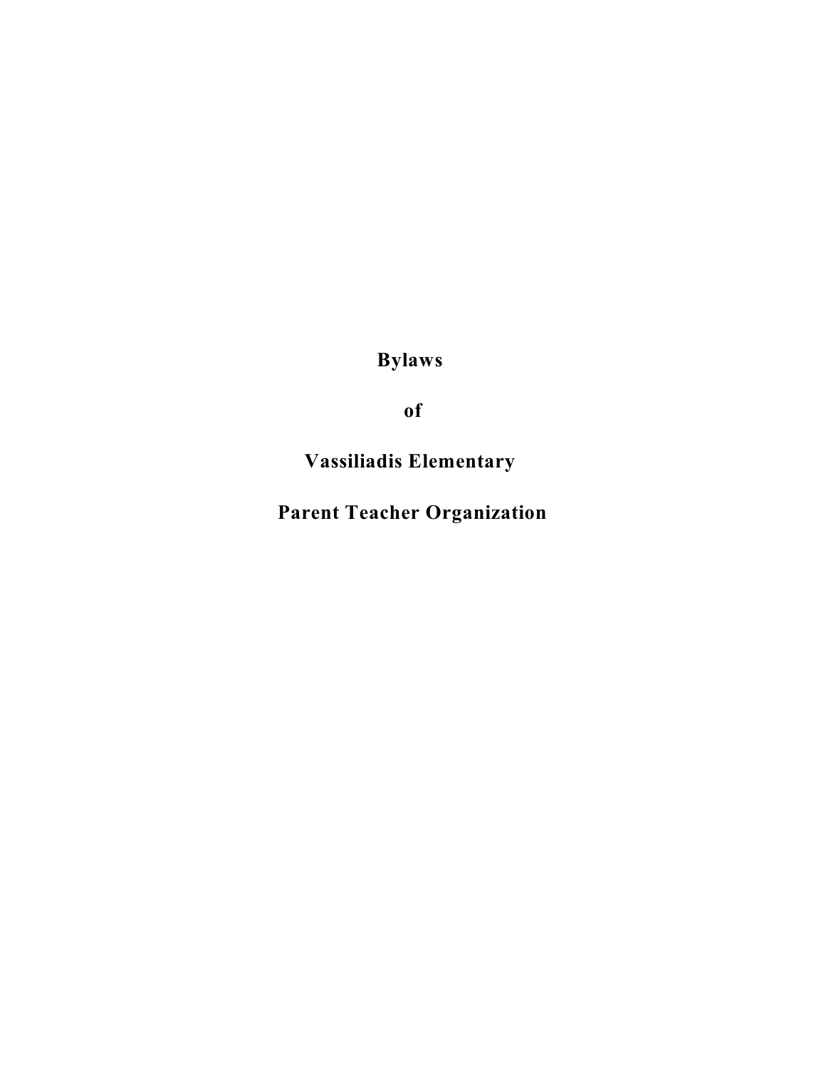# Bylaws

# of

# Vassiliadis Elementary

# Parent Teacher Organization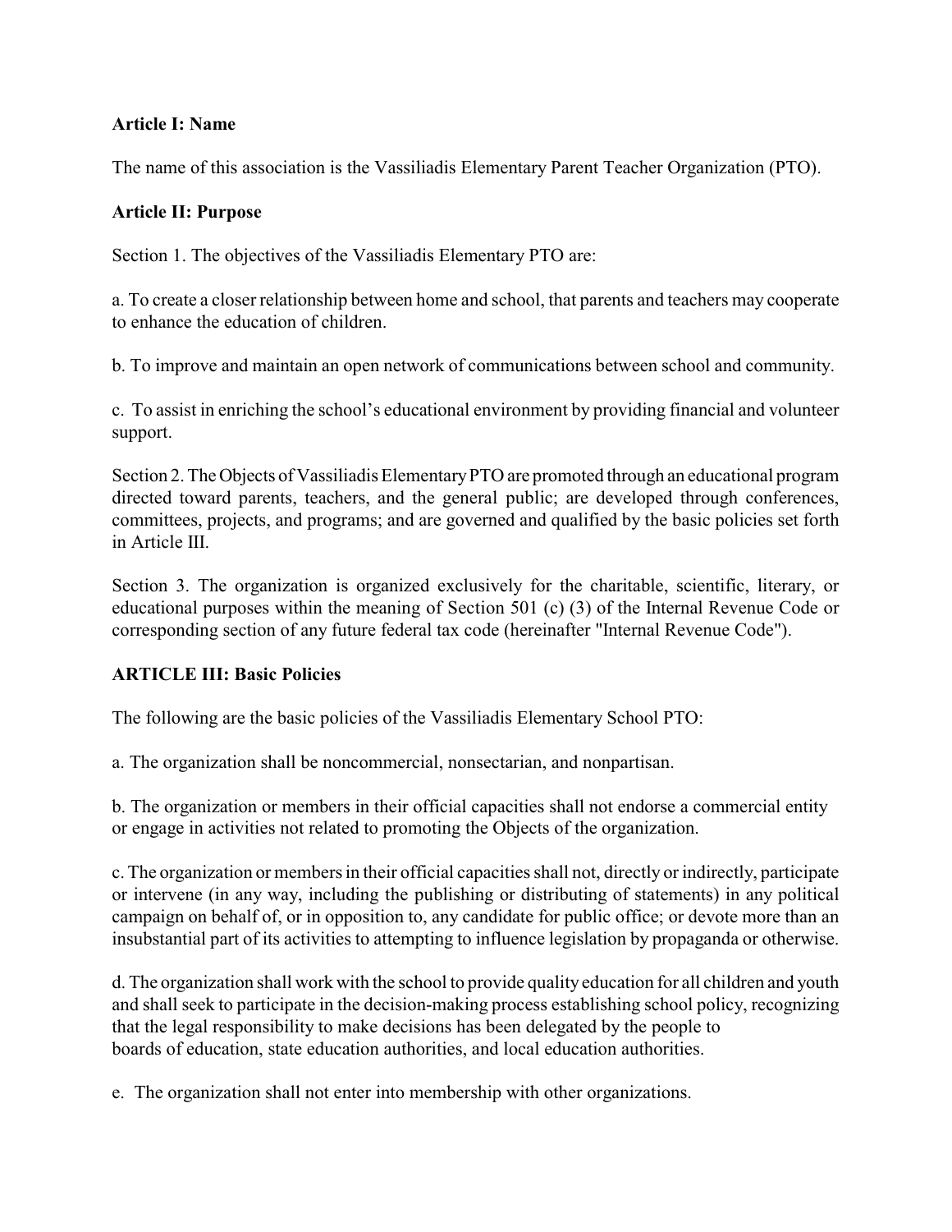**Article I: Name**

The name of this association is the Vassiliadis Elementary Parent Teacher Organization (PTO).

**Article II: Purpose**

Section 1. The objectives of the Vassiliadis Elementary PTO are:

a. To create a closer relationship between home and school, that parents and teachers may cooperate to enhance the education of children.

b. To improve and maintain an open network of communications between school and community.

c. To assist in enriching the school's educational environment by providing financial and volunteer support.

Section 2. The Objects of Vassiliadis Elementary PTO are promoted through an educational program directed toward parents, teachers, and the general public; are developed through conferences, committees, projects, and programs; and are governed and qualified by the basic policies set forth in Article III.

Section 3. The organization is organized exclusively for the charitable, scientific, literary, or educational purposes within the meaning of Section 501 (c) (3) of the Internal Revenue Code or corresponding section of any future federal tax code (hereinafter "Internal Revenue Code").

**ARTICLE III: Basic Policies**

The following are the basic policies of the Vassiliadis Elementary School PTO:

a. The organization shall be noncommercial, nonsectarian, and nonpartisan.

b. The organization or members in their official capacities shall not endorse a commercial entity or engage in activities not related to promoting the Objects of the organization.

c. The organization or members in their official capacities shall not, directly or indirectly, participate or intervene (in any way, including the publishing or distributing of statements) in any political campaign on behalf of, or in opposition to, any candidate for public office; or devote more than an insubstantial part of its activities to attempting to influence legislation by propaganda or otherwise.

d. The organization shall work with the school to provide quality education for all children and youth and shall seek to participate in the decision-making process establishing school policy, recognizing that the legal responsibility to make decisions has been delegated by the people to boards of education, state education authorities, and local education authorities.

e. The organization shall not enter into membership with other organizations.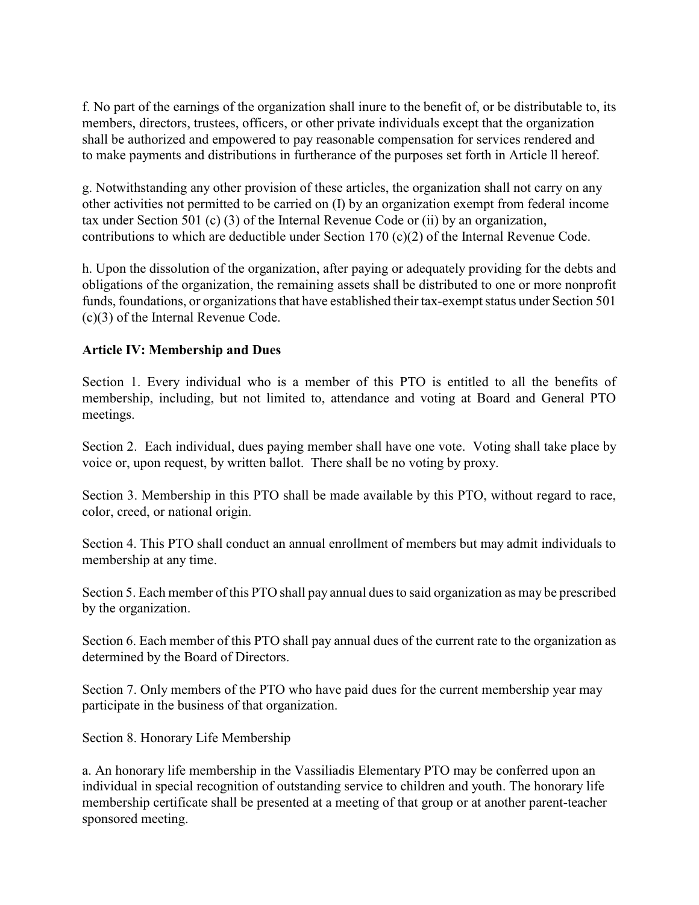f. No part of the earnings of the organization shall inure to the benefit of, or be distributable to, its members, directors, trustees, officers, or other private individuals except that the organization shall be authorized and empowered to pay reasonable compensation for services rendered and to make payments and distributions in furtherance of the purposes set forth in Article ll hereof.

g. Notwithstanding any other provision of these articles, the organization shall not carry on any other activities not permitted to be carried on (I) by an organization exempt from federal income tax under Section 501 (c) (3) of the Internal Revenue Code or (ii) by an organization, contributions to which are deductible under Section 170 (c)(2) of the Internal Revenue Code.

h. Upon the dissolution of the organization, after paying or adequately providing for the debts and obligations of the organization, the remaining assets shall be distributed to one or more nonprofit funds, foundations, or organizations that have established their tax-exempt status under Section 501 (c)(3) of the Internal Revenue Code.

**Article IV: Membership and Dues**

Section 1. Every individual who is a member of this PTO is entitled to all the benefits of membership, including, but not limited to, attendance and voting at Board and General PTO meetings.

Section 2. Each individual, dues paying member shall have one vote. Voting shall take place by voice or, upon request, by written ballot. There shall be no voting by proxy.

Section 3. Membership in this PTO shall be made available by this PTO, without regard to race, color, creed, or national origin.

Section 4. This PTO shall conduct an annual enrollment of members but may admit individuals to membership at any time.

Section 5. Each member of this PTO shall pay annual dues to said organization as may be prescribed by the organization.

Section 6. Each member of this PTO shall pay annual dues of the current rate to the organization as determined by the Board of Directors.

Section 7. Only members of the PTO who have paid dues for the current membership year may participate in the business of that organization.

Section 8. Honorary Life Membership

a. An honorary life membership in the Vassiliadis Elementary PTO may be conferred upon an individual in special recognition of outstanding service to children and youth. The honorary life membership certificate shall be presented at a meeting of that group or at another parent-teacher sponsored meeting.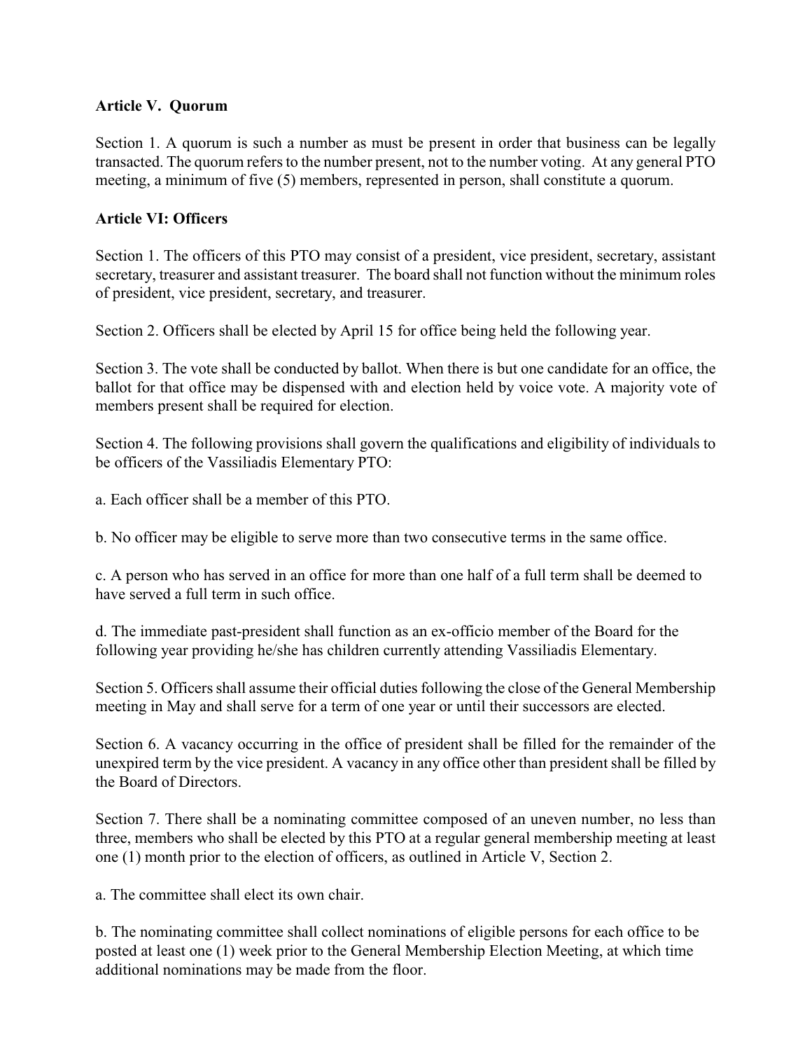**Article V. Quorum**

Section 1. A quorum is such a number as must be present in order that business can be legally transacted. The quorum refers to the number present, not to the number voting. At any general PTO meeting, a minimum of five (5) members, represented in person, shall constitute a quorum.

**Article VI: Officers**

Section 1. The officers of this PTO may consist of a president, vice president, secretary, assistant secretary, treasurer and assistant treasurer. The board shall not function without the minimum roles of president, vice president, secretary, and treasurer.

Section 2. Officers shall be elected by April 15 for office being held the following year.

Section 3. The vote shall be conducted by ballot. When there is but one candidate for an office, the ballot for that office may be dispensed with and election held by voice vote. A majority vote of members present shall be required for election.

Section 4. The following provisions shall govern the qualifications and eligibility of individuals to be officers of the Vassiliadis Elementary PTO:

a. Each officer shall be a member of this PTO.

b. No officer may be eligible to serve more than two consecutive terms in the same office.

c. A person who has served in an office for more than one half of a full term shall be deemed to have served a full term in such office.

d. The immediate past-president shall function as an ex-officio member of the Board for the following year providing he/she has children currently attending Vassiliadis Elementary.

Section 5. Officers shall assume their official duties following the close of the General Membership meeting in May and shall serve for a term of one year or until their successors are elected.

Section 6. A vacancy occurring in the office of president shall be filled for the remainder of the unexpired term by the vice president. A vacancy in any office other than president shall be filled by the Board of Directors.

Section 7. There shall be a nominating committee composed of an uneven number, no less than three, members who shall be elected by this PTO at a regular general membership meeting at least one (1) month prior to the election of officers, as outlined in Article V, Section 2.

a. The committee shall elect its own chair.

b. The nominating committee shall collect nominations of eligible persons for each office to be posted at least one (1) week prior to the General Membership Election Meeting, at which time additional nominations may be made from the floor.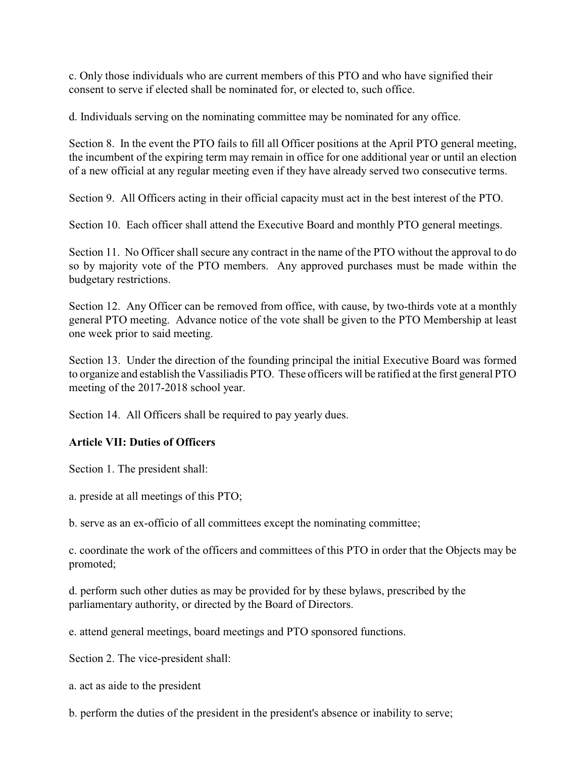c. Only those individuals who are current members of this PTO and who have signified their consent to serve if elected shall be nominated for, or elected to, such office.

d. Individuals serving on the nominating committee may be nominated for any office.

Section 8. In the event the PTO fails to fill all Officer positions at the April PTO general meeting, the incumbent of the expiring term may remain in office for one additional year or until an election of a new official at any regular meeting even if they have already served two consecutive terms.

Section 9. All Officers acting in their official capacity must act in the best interest of the PTO.

Section 10. Each officer shall attend the Executive Board and monthly PTO general meetings.

Section 11. No Officer shall secure any contract in the name of the PTO without the approval to do so by majority vote of the PTO members. Any approved purchases must be made within the budgetary restrictions.

Section 12. Any Officer can be removed from office, with cause, by two-thirds vote at a monthly general PTO meeting. Advance notice of the vote shall be given to the PTO Membership at least one week prior to said meeting.

Section 13. Under the direction of the founding principal the initial Executive Board was formed to organize and establish the Vassiliadis PTO. These officers will be ratified at the first general PTO meeting of the 2017-2018 school year.

Section 14. All Officers shall be required to pay yearly dues.

**Article VII: Duties of Officers**

Section 1. The president shall:

a. preside at all meetings of this PTO;

b. serve as an ex-officio of all committees except the nominating committee;

c. coordinate the work of the officers and committees of this PTO in order that the Objects may be promoted;

d. perform such other duties as may be provided for by these bylaws, prescribed by the parliamentary authority, or directed by the Board of Directors.

e. attend general meetings, board meetings and PTO sponsored functions.

Section 2. The vice-president shall:

a. act as aide to the president

b. perform the duties of the president in the president's absence or inability to serve;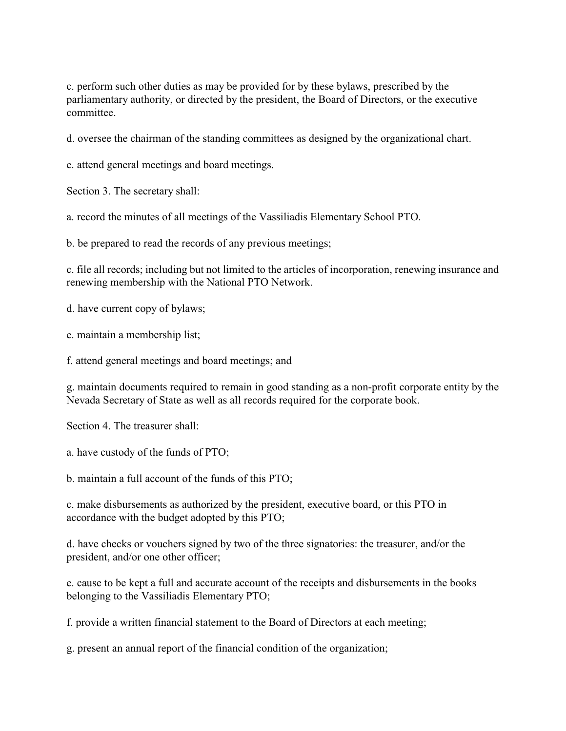c. perform such other duties as may be provided for by these bylaws, prescribed by the parliamentary authority, or directed by the president, the Board of Directors, or the executive committee.

d. oversee the chairman of the standing committees as designed by the organizational chart.

e. attend general meetings and board meetings.

Section 3. The secretary shall:

a. record the minutes of all meetings of the Vassiliadis Elementary School PTO.

b. be prepared to read the records of any previous meetings;

c. file all records; including but not limited to the articles of incorporation, renewing insurance and renewing membership with the National PTO Network.

d. have current copy of bylaws;

e. maintain a membership list;

f. attend general meetings and board meetings; and

g. maintain documents required to remain in good standing as a non-profit corporate entity by the Nevada Secretary of State as well as all records required for the corporate book.

Section 4. The treasurer shall:

a. have custody of the funds of PTO;

b. maintain a full account of the funds of this PTO;

c. make disbursements as authorized by the president, executive board, or this PTO in accordance with the budget adopted by this PTO;

d. have checks or vouchers signed by two of the three signatories: the treasurer, and/or the president, and/or one other officer;

e. cause to be kept a full and accurate account of the receipts and disbursements in the books belonging to the Vassiliadis Elementary PTO;

f. provide a written financial statement to the Board of Directors at each meeting;

g. present an annual report of the financial condition of the organization;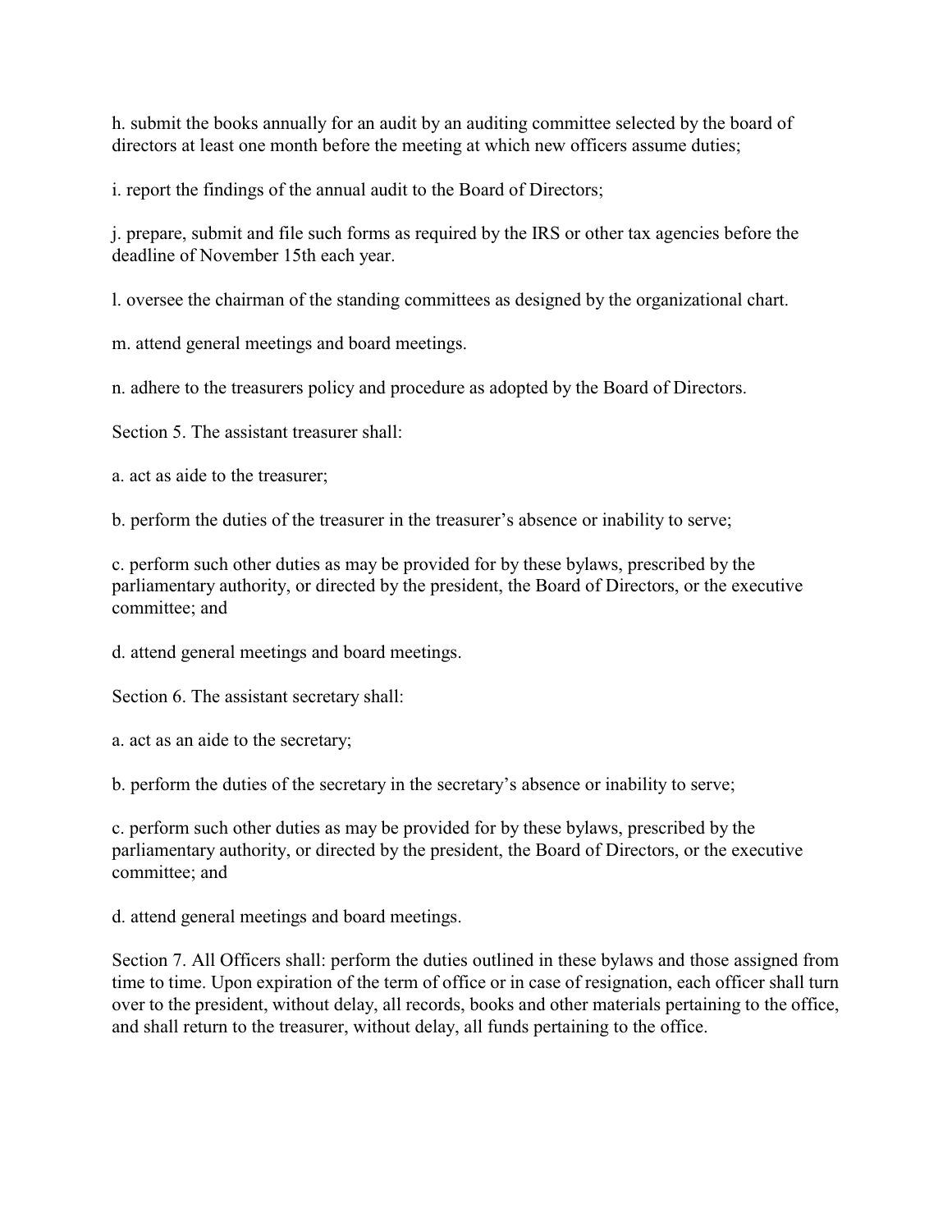h. submit the books annually for an audit by an auditing committee selected by the board of directors at least one month before the meeting at which new officers assume duties;

i. report the findings of the annual audit to the Board of Directors;

j. prepare, submit and file such forms as required by the IRS or other tax agencies before the deadline of November 15th each year.

l. oversee the chairman of the standing committees as designed by the organizational chart.

m. attend general meetings and board meetings.

n. adhere to the treasurers policy and procedure as adopted by the Board of Directors.

Section 5. The assistant treasurer shall:

a. act as aide to the treasurer;

b. perform the duties of the treasurer in the treasurer's absence or inability to serve;

c. perform such other duties as may be provided for by these bylaws, prescribed by the parliamentary authority, or directed by the president, the Board of Directors, or the executive committee; and

d. attend general meetings and board meetings.

Section 6. The assistant secretary shall:

a. act as an aide to the secretary;

b. perform the duties of the secretary in the secretary's absence or inability to serve;

c. perform such other duties as may be provided for by these bylaws, prescribed by the parliamentary authority, or directed by the president, the Board of Directors, or the executive committee; and

d. attend general meetings and board meetings.

Section 7. All Officers shall: perform the duties outlined in these bylaws and those assigned from time to time. Upon expiration of the term of office or in case of resignation, each officer shall turn over to the president, without delay, all records, books and other materials pertaining to the office, and shall return to the treasurer, without delay, all funds pertaining to the office.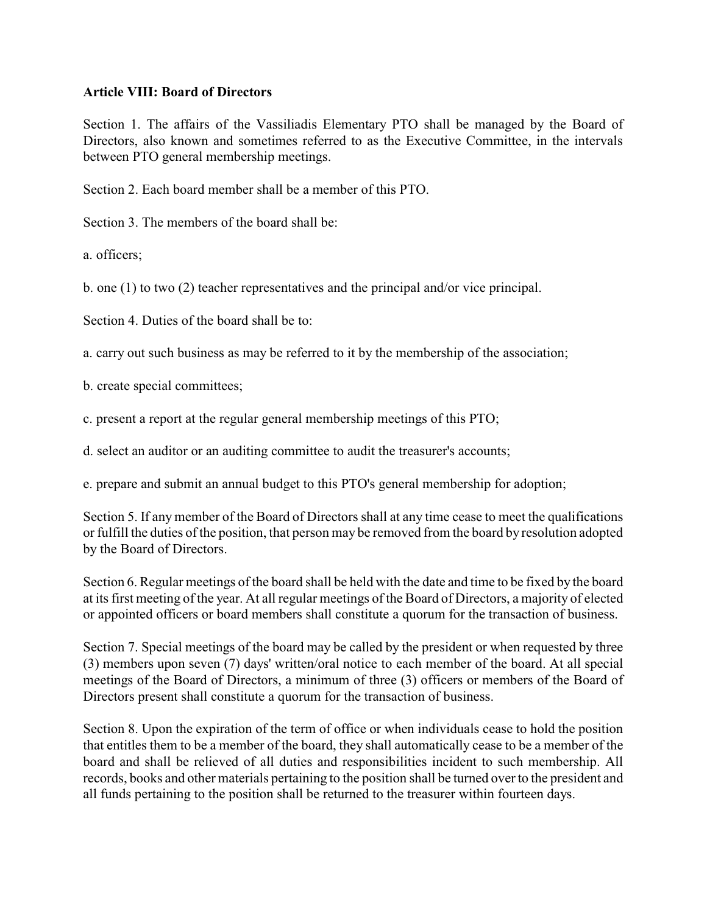**Article VIII: Board of Directors**

Section 1. The affairs of the Vassiliadis Elementary PTO shall be managed by the Board of Directors, also known and sometimes referred to as the Executive Committee, in the intervals between PTO general membership meetings.

Section 2. Each board member shall be a member of this PTO.

Section 3. The members of the board shall be:

a. officers;

b. one (1) to two (2) teacher representatives and the principal and/or vice principal.

Section 4. Duties of the board shall be to:

a. carry out such business as may be referred to it by the membership of the association;

b. create special committees;

c. present a report at the regular general membership meetings of this PTO;

d. select an auditor or an auditing committee to audit the treasurer's accounts;

e. prepare and submit an annual budget to this PTO's general membership for adoption;

Section 5. If any member of the Board of Directors shall at any time cease to meet the qualifications or fulfill the duties of the position, that person may be removed from the board by resolution adopted by the Board of Directors.

Section 6. Regular meetings of the board shall be held with the date and time to be fixed by the board at its first meeting of the year. At all regular meetings of the Board of Directors, a majority of elected or appointed officers or board members shall constitute a quorum for the transaction of business.

Section 7. Special meetings of the board may be called by the president or when requested by three (3) members upon seven (7) days' written/oral notice to each member of the board. At all special meetings of the Board of Directors, a minimum of three (3) officers or members of the Board of Directors present shall constitute a quorum for the transaction of business.

Section 8. Upon the expiration of the term of office or when individuals cease to hold the position that entitles them to be a member of the board, they shall automatically cease to be a member of the board and shall be relieved of all duties and responsibilities incident to such membership. All records, books and other materials pertaining to the position shall be turned over to the president and all funds pertaining to the position shall be returned to the treasurer within fourteen days.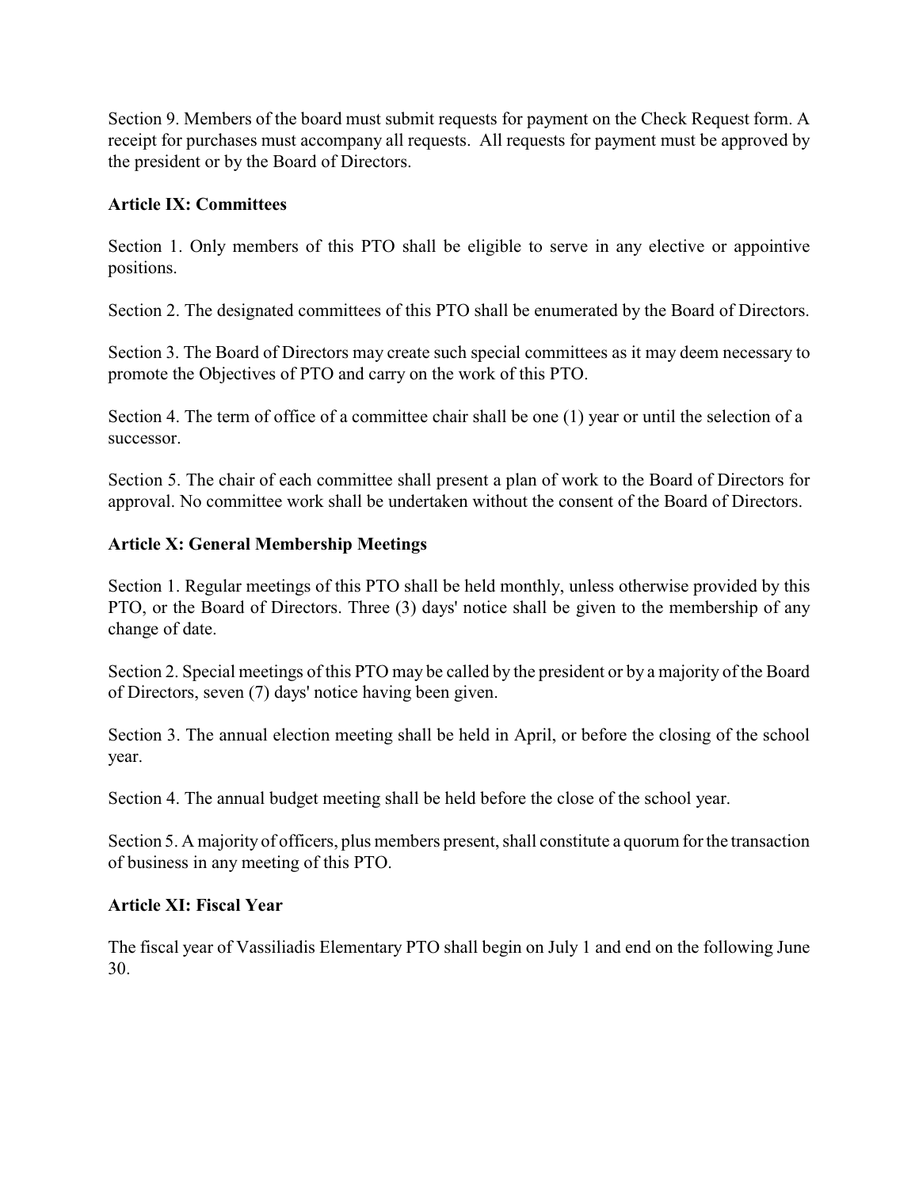Section 9. Members of the board must submit requests for payment on the Check Request form. A receipt for purchases must accompany all requests. All requests for payment must be approved by the president or by the Board of Directors.

**Article IX: Committees**

Section 1. Only members of this PTO shall be eligible to serve in any elective or appointive positions.

Section 2. The designated committees of this PTO shall be enumerated by the Board of Directors.

Section 3. The Board of Directors may create such special committees as it may deem necessary to promote the Objectives of PTO and carry on the work of this PTO.

Section 4. The term of office of a committee chair shall be one (1) year or until the selection of a successor.

Section 5. The chair of each committee shall present a plan of work to the Board of Directors for approval. No committee work shall be undertaken without the consent of the Board of Directors.

**Article X: General Membership Meetings**

Section 1. Regular meetings of this PTO shall be held monthly, unless otherwise provided by this PTO, or the Board of Directors. Three (3) days' notice shall be given to the membership of any change of date.

Section 2. Special meetings of this PTO may be called by the president or by a majority of the Board of Directors, seven (7) days' notice having been given.

Section 3. The annual election meeting shall be held in April, or before the closing of the school year.

Section 4. The annual budget meeting shall be held before the close of the school year.

Section 5. A majority of officers, plus members present, shall constitute a quorum for the transaction of business in any meeting of this PTO.

**Article XI: Fiscal Year**

The fiscal year of Vassiliadis Elementary PTO shall begin on July 1 and end on the following June 30.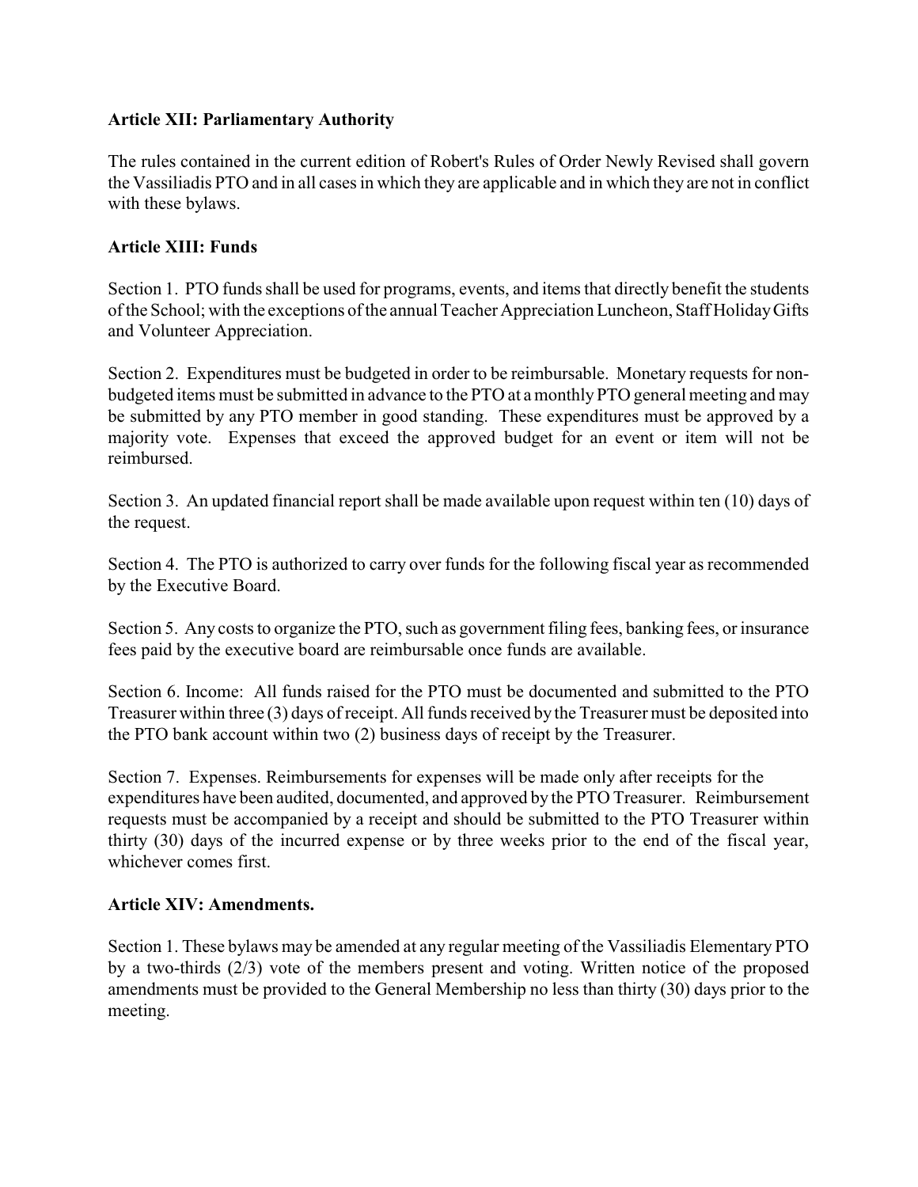**Article XII: Parliamentary Authority**

The rules contained in the current edition of Robert's Rules of Order Newly Revised shall govern the Vassiliadis PTO and in all cases in which they are applicable and in which they are not in conflict with these bylaws.

**Article XIII: Funds**

Section 1. PTO funds shall be used for programs, events, and items that directly benefit the students of the School; with the exceptions of the annual Teacher Appreciation Luncheon, Staff Holiday Gifts and Volunteer Appreciation.

Section 2. Expenditures must be budgeted in order to be reimbursable. Monetary requests for non-budgeted items must be submitted in advance to the PTO at a monthly PTO general meeting and may be submitted by any PTO member in good standing. These expenditures must be approved by a majority vote. Expenses that exceed the approved budget for an event or item will not be reimbursed.

Section 3. An updated financial report shall be made available upon request within ten (10) days of the request.

Section 4. The PTO is authorized to carry over funds for the following fiscal year as recommended by the Executive Board.

Section 5. Any costs to organize the PTO, such as government filing fees, banking fees, or insurance fees paid by the executive board are reimbursable once funds are available.

Section 6. Income: All funds raised for the PTO must be documented and submitted to the PTO Treasurer within three (3) days of receipt. All funds received by the Treasurer must be deposited into the PTO bank account within two (2) business days of receipt by the Treasurer.

Section 7. Expenses. Reimbursements for expenses will be made only after receipts for the expenditures have been audited, documented, and approved by the PTO Treasurer. Reimbursement requests must be accompanied by a receipt and should be submitted to the PTO Treasurer within thirty (30) days of the incurred expense or by three weeks prior to the end of the fiscal year, whichever comes first.

**Article XIV: Amendments.**

Section 1. These bylaws may be amended at any regular meeting of the Vassiliadis Elementary PTO by a two-thirds (2/3) vote of the members present and voting. Written notice of the proposed amendments must be provided to the General Membership no less than thirty (30) days prior to the meeting.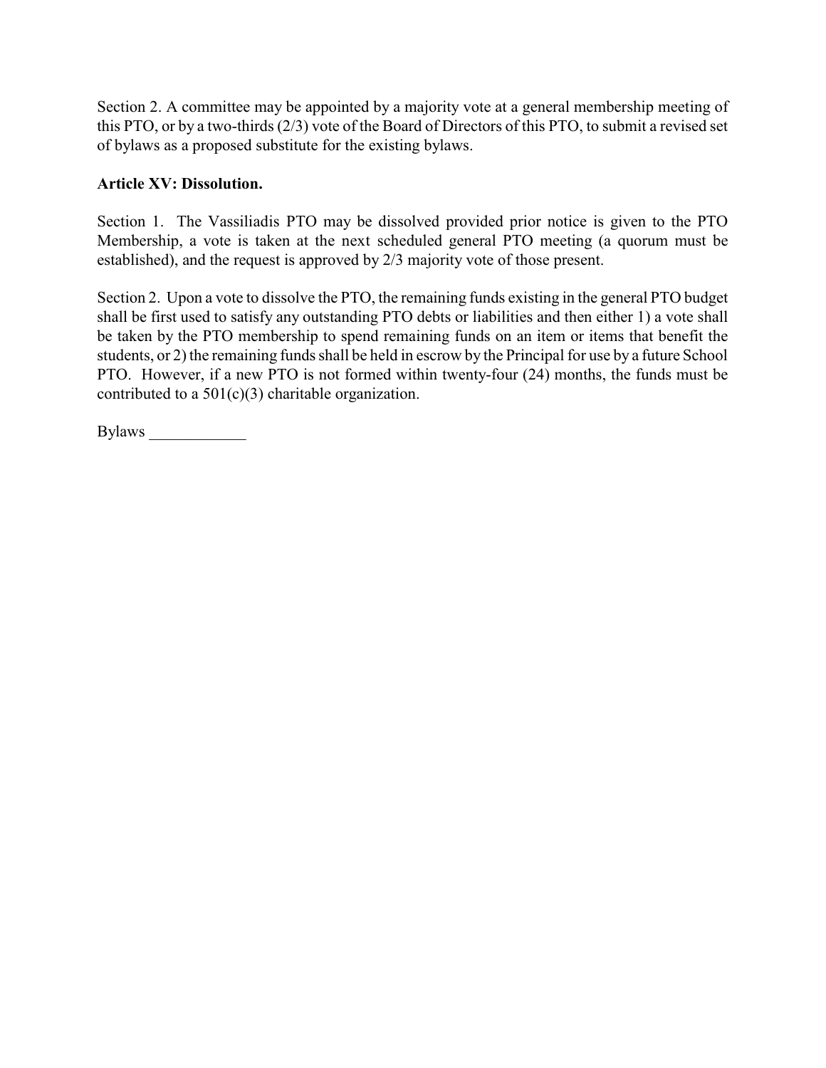Section 2. A committee may be appointed by a majority vote at a general membership meeting of this PTO, or by a two-thirds (2/3) vote of the Board of Directors of this PTO, to submit a revised set of bylaws as a proposed substitute for the existing bylaws.

**Article XV: Dissolution.**

Section 1. The Vassiliadis PTO may be dissolved provided prior notice is given to the PTO Membership, a vote is taken at the next scheduled general PTO meeting (a quorum must be established), and the request is approved by 2/3 majority vote of those present.

Section 2. Upon a vote to dissolve the PTO, the remaining funds existing in the general PTO budget shall be first used to satisfy any outstanding PTO debts or liabilities and then either 1) a vote shall be taken by the PTO membership to spend remaining funds on an item or items that benefit the students, or 2) the remaining funds shall be held in escrow by the Principal for use by a future School PTO. However, if a new PTO is not formed within twenty-four (24) months, the funds must be contributed to a 501(c)(3) charitable organization.

Bylaws ____________